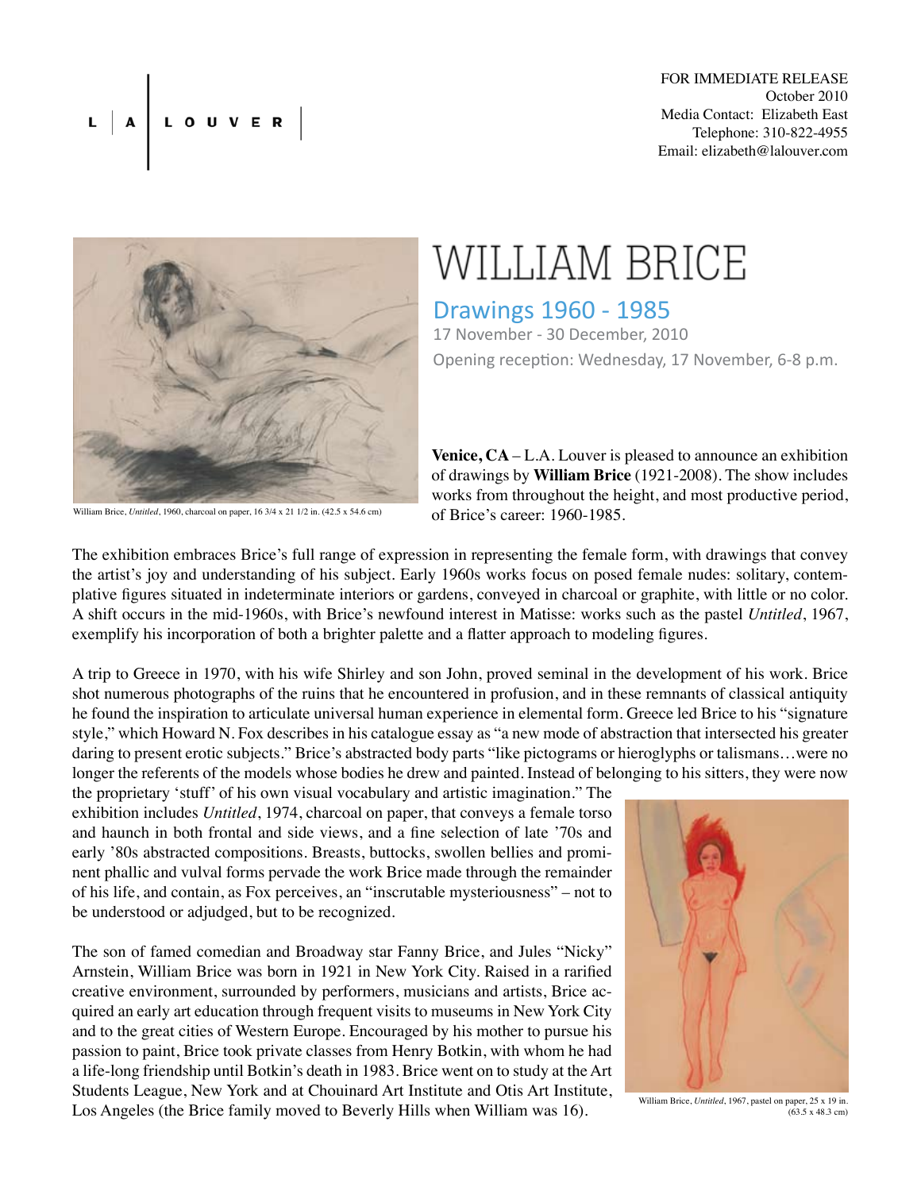L | A | L O U V E R

FOR IMMEDIATE RELEASE
October 2010
Media Contact: Elizabeth East
Telephone: 310-822-4955
Email: elizabeth@lalouver.com

William Brice, *Untitled*, 1960, charcoal on paper, 16 3/4 x 21 1/2 in. (42.5 x 54.6 cm)

# WILLIAM BRICE

## Drawings 1960 - 1985

17 November - 30 December, 2010

Opening reception: Wednesday, 17 November, 6-8 p.m.

**Venice, CA** – L.A. Louver is pleased to announce an exhibition of drawings by **William Brice** (1921-2008). The show includes works from throughout the height, and most productive period, of Brice's career: 1960-1985.

The exhibition embraces Brice's full range of expression in representing the female form, with drawings that convey the artist's joy and understanding of his subject. Early 1960s works focus on posed female nudes: solitary, contemplative figures situated in indeterminate interiors or gardens, conveyed in charcoal or graphite, with little or no color. A shift occurs in the mid-1960s, with Brice's newfound interest in Matisse: works such as the pastel *Untitled*, 1967, exemplify his incorporation of both a brighter palette and a flatter approach to modeling figures.

A trip to Greece in 1970, with his wife Shirley and son John, proved seminal in the development of his work. Brice shot numerous photographs of the ruins that he encountered in profusion, and in these remnants of classical antiquity he found the inspiration to articulate universal human experience in elemental form. Greece led Brice to his "signature style," which Howard N. Fox describes in his catalogue essay as "a new mode of abstraction that intersected his greater daring to present erotic subjects." Brice's abstracted body parts "like pictograms or hieroglyphs or talismans…were no longer the referents of the models whose bodies he drew and painted. Instead of belonging to his sitters, they were now the proprietary 'stuff' of his own visual vocabulary and artistic imagination." The exhibition includes *Untitled*, 1974, charcoal on paper, that conveys a female torso and haunch in both frontal and side views, and a fine selection of late '70s and early '80s abstracted compositions. Breasts, buttocks, swollen bellies and prominent phallic and vulval forms pervade the work Brice made through the remainder of his life, and contain, as Fox perceives, an "inscrutable mysteriousness" – not to be understood or adjudged, but to be recognized.

The son of famed comedian and Broadway star Fanny Brice, and Jules "Nicky" Arnstein, William Brice was born in 1921 in New York City. Raised in a rarified creative environment, surrounded by performers, musicians and artists, Brice acquired an early art education through frequent visits to museums in New York City and to the great cities of Western Europe. Encouraged by his mother to pursue his passion to paint, Brice took private classes from Henry Botkin, with whom he had a life-long friendship until Botkin's death in 1983. Brice went on to study at the Art Students League, New York and at Chouinard Art Institute and Otis Art Institute, Los Angeles (the Brice family moved to Beverly Hills when William was 16).

William Brice, *Untitled*, 1967, pastel on paper, 25 x 19 in. (63.5 x 48.3 cm)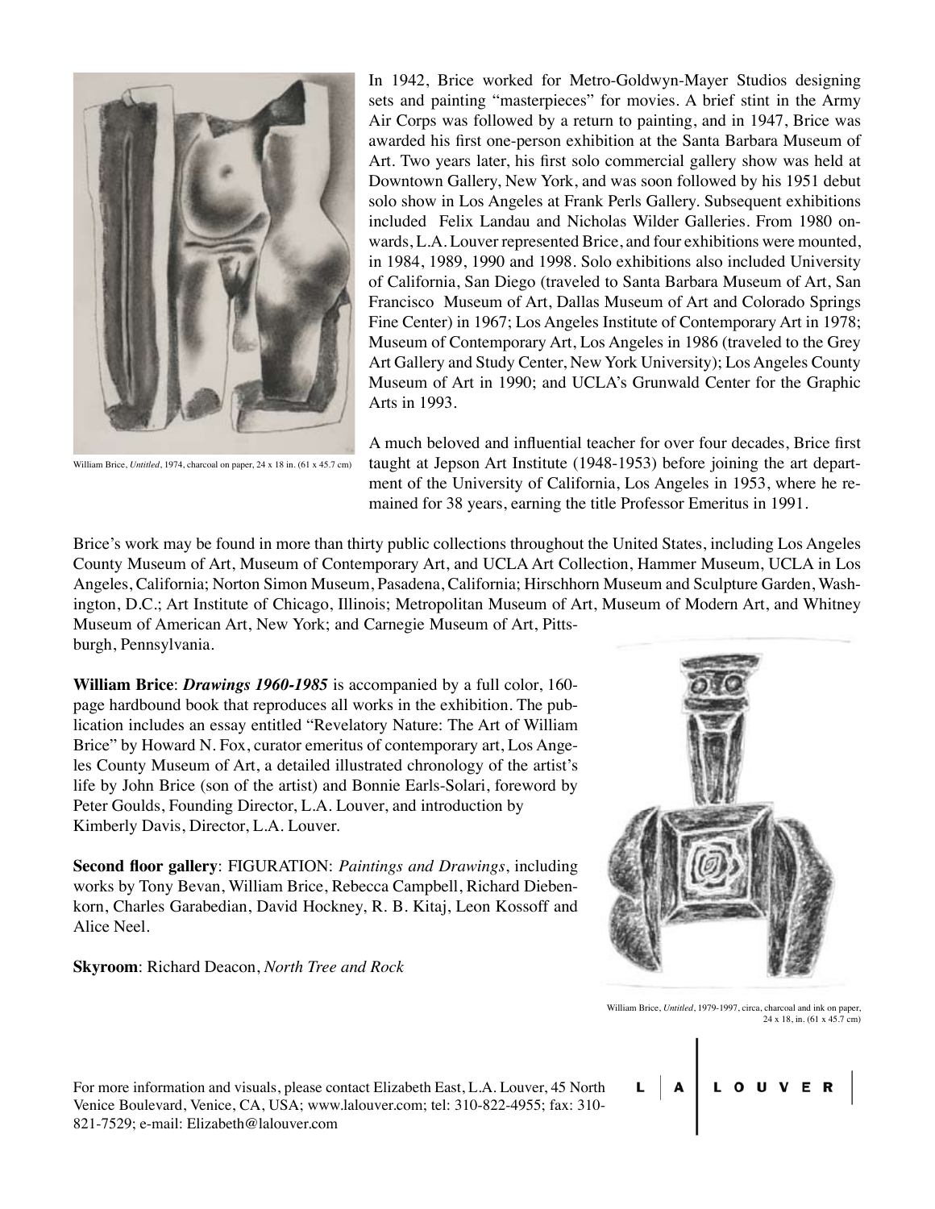William Brice, *Untitled*, 1974, charcoal on paper, 24 x 18 in. (61 x 45.7 cm)

In 1942, Brice worked for Metro-Goldwyn-Mayer Studios designing sets and painting "masterpieces" for movies. A brief stint in the Army Air Corps was followed by a return to painting, and in 1947, Brice was awarded his first one-person exhibition at the Santa Barbara Museum of Art. Two years later, his first solo commercial gallery show was held at Downtown Gallery, New York, and was soon followed by his 1951 debut solo show in Los Angeles at Frank Perls Gallery. Subsequent exhibitions included Felix Landau and Nicholas Wilder Galleries. From 1980 onwards, L.A. Louver represented Brice, and four exhibitions were mounted, in 1984, 1989, 1990 and 1998. Solo exhibitions also included University of California, San Diego (traveled to Santa Barbara Museum of Art, San Francisco Museum of Art, Dallas Museum of Art and Colorado Springs Fine Center) in 1967; Los Angeles Institute of Contemporary Art in 1978; Museum of Contemporary Art, Los Angeles in 1986 (traveled to the Grey Art Gallery and Study Center, New York University); Los Angeles County Museum of Art in 1990; and UCLA's Grunwald Center for the Graphic Arts in 1993.

A much beloved and influential teacher for over four decades, Brice first taught at Jepson Art Institute (1948-1953) before joining the art department of the University of California, Los Angeles in 1953, where he remained for 38 years, earning the title Professor Emeritus in 1991.

Brice's work may be found in more than thirty public collections throughout the United States, including Los Angeles County Museum of Art, Museum of Contemporary Art, and UCLA Art Collection, Hammer Museum, UCLA in Los Angeles, California; Norton Simon Museum, Pasadena, California; Hirschhorn Museum and Sculpture Garden, Washington, D.C.; Art Institute of Chicago, Illinois; Metropolitan Museum of Art, Museum of Modern Art, and Whitney Museum of American Art, New York; and Carnegie Museum of Art, Pittsburgh, Pennsylvania.

**William Brice**: ***Drawings 1960-1985*** is accompanied by a full color, 160-page hardbound book that reproduces all works in the exhibition. The publication includes an essay entitled "Revelatory Nature: The Art of William Brice" by Howard N. Fox, curator emeritus of contemporary art, Los Angeles County Museum of Art, a detailed illustrated chronology of the artist's life by John Brice (son of the artist) and Bonnie Earls-Solari, foreword by Peter Goulds, Founding Director, L.A. Louver, and introduction by Kimberly Davis, Director, L.A. Louver.

**Second floor gallery**: FIGURATION: *Paintings and Drawings*, including works by Tony Bevan, William Brice, Rebecca Campbell, Richard Diebenkorn, Charles Garabedian, David Hockney, R. B. Kitaj, Leon Kossoff and Alice Neel.

**Skyroom**: Richard Deacon, *North Tree and Rock*

William Brice, *Untitled*, 1979-1997, circa, charcoal and ink on paper, 24 x 18, in. (61 x 45.7 cm)

For more information and visuals, please contact Elizabeth East, L.A. Louver, 45 North Venice Boulevard, Venice, CA, USA; www.lalouver.com; tel: 310-822-4955; fax: 310-821-7529; e-mail: Elizabeth@lalouver.com

L | A | LOUVER